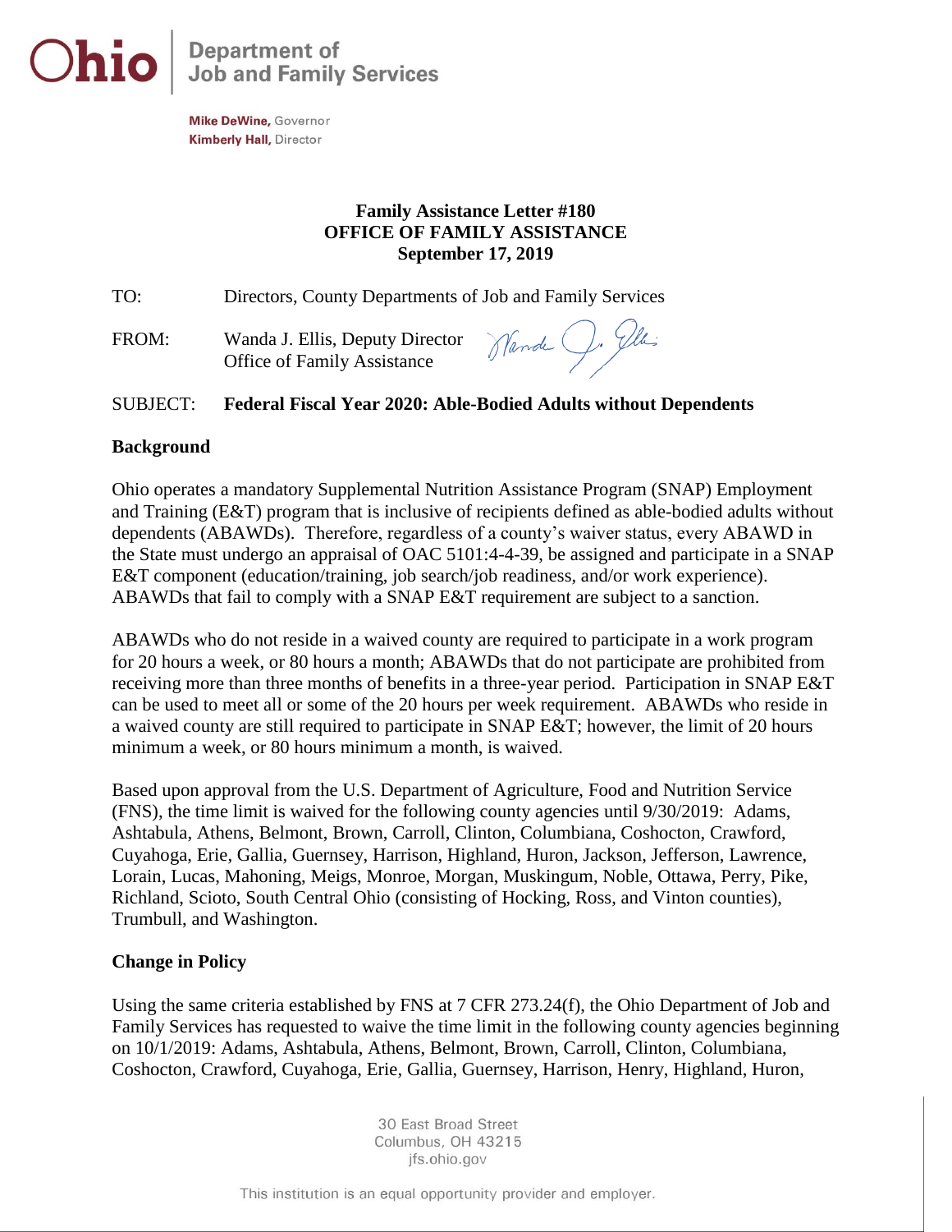**Ohio** | Department of Job and Family Services

**Mike DeWine,** Governor
**Kimberly Hall,** Director

**Family Assistance Letter #180**
**OFFICE OF FAMILY ASSISTANCE**
**September 17, 2019**

TO: Directors, County Departments of Job and Family Services

FROM: Wanda J. Ellis, Deputy Director
Office of Family Assistance

SUBJECT: **Federal Fiscal Year 2020: Able-Bodied Adults without Dependents**

## Background

Ohio operates a mandatory Supplemental Nutrition Assistance Program (SNAP) Employment and Training (E&T) program that is inclusive of recipients defined as able-bodied adults without dependents (ABAWDs). Therefore, regardless of a county's waiver status, every ABAWD in the State must undergo an appraisal of OAC 5101:4-4-39, be assigned and participate in a SNAP E&T component (education/training, job search/job readiness, and/or work experience). ABAWDs that fail to comply with a SNAP E&T requirement are subject to a sanction.

ABAWDs who do not reside in a waived county are required to participate in a work program for 20 hours a week, or 80 hours a month; ABAWDs that do not participate are prohibited from receiving more than three months of benefits in a three-year period. Participation in SNAP E&T can be used to meet all or some of the 20 hours per week requirement. ABAWDs who reside in a waived county are still required to participate in SNAP E&T; however, the limit of 20 hours minimum a week, or 80 hours minimum a month, is waived.

Based upon approval from the U.S. Department of Agriculture, Food and Nutrition Service (FNS), the time limit is waived for the following county agencies until 9/30/2019: Adams, Ashtabula, Athens, Belmont, Brown, Carroll, Clinton, Columbiana, Coshocton, Crawford, Cuyahoga, Erie, Gallia, Guernsey, Harrison, Highland, Huron, Jackson, Jefferson, Lawrence, Lorain, Lucas, Mahoning, Meigs, Monroe, Morgan, Muskingum, Noble, Ottawa, Perry, Pike, Richland, Scioto, South Central Ohio (consisting of Hocking, Ross, and Vinton counties), Trumbull, and Washington.

## Change in Policy

Using the same criteria established by FNS at 7 CFR 273.24(f), the Ohio Department of Job and Family Services has requested to waive the time limit in the following county agencies beginning on 10/1/2019: Adams, Ashtabula, Athens, Belmont, Brown, Carroll, Clinton, Columbiana, Coshocton, Crawford, Cuyahoga, Erie, Gallia, Guernsey, Harrison, Henry, Highland, Huron,

30 East Broad Street
Columbus, OH 43215
jfs.ohio.gov

This institution is an equal opportunity provider and employer.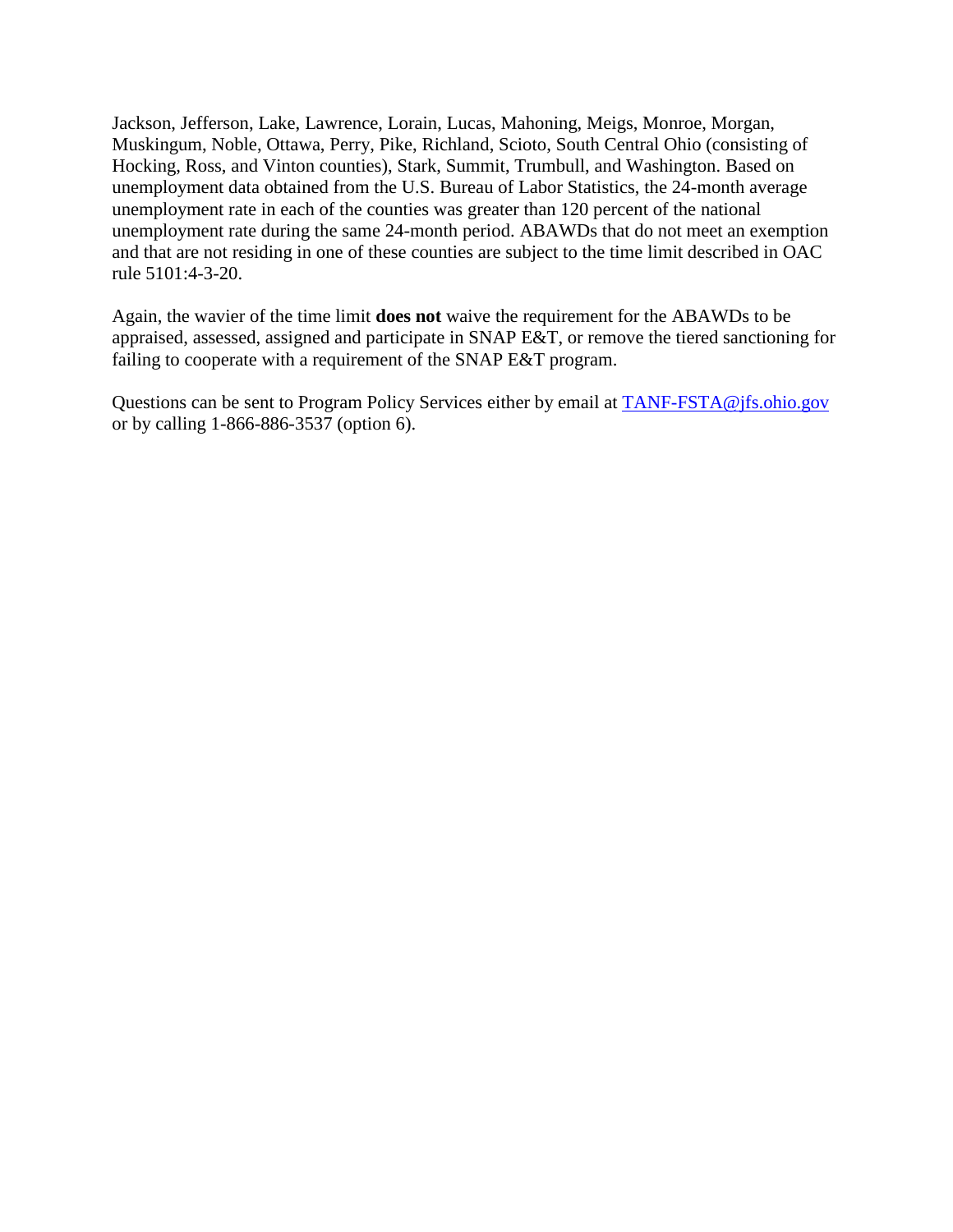Jackson, Jefferson, Lake, Lawrence, Lorain, Lucas, Mahoning, Meigs, Monroe, Morgan, Muskingum, Noble, Ottawa, Perry, Pike, Richland, Scioto, South Central Ohio (consisting of Hocking, Ross, and Vinton counties), Stark, Summit, Trumbull, and Washington. Based on unemployment data obtained from the U.S. Bureau of Labor Statistics, the 24-month average unemployment rate in each of the counties was greater than 120 percent of the national unemployment rate during the same 24-month period. ABAWDs that do not meet an exemption and that are not residing in one of these counties are subject to the time limit described in OAC rule 5101:4-3-20.

Again, the wavier of the time limit **does not** waive the requirement for the ABAWDs to be appraised, assessed, assigned and participate in SNAP E&T, or remove the tiered sanctioning for failing to cooperate with a requirement of the SNAP E&T program.

Questions can be sent to Program Policy Services either by email at [TANF-FSTA@jfs.ohio.gov](mailto:TANF-FSTA@jfs.ohio.gov) or by calling 1-866-886-3537 (option 6).